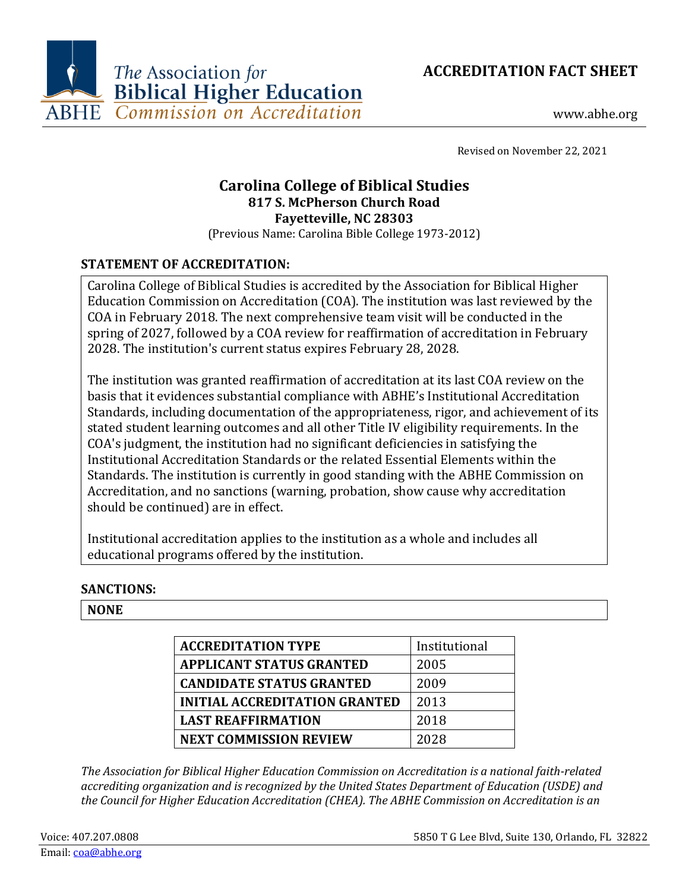**The Association for Biblical Higher Education**
**ABHE Commission on Accreditation**

# ACCREDITATION FACT SHEET

www.abhe.org

Revised on November 22, 2021

## Carolina College of Biblical Studies

**817 S. McPherson Church Road**
**Fayetteville, NC 28303**
(Previous Name: Carolina Bible College 1973-2012)

### STATEMENT OF ACCREDITATION:

Carolina College of Biblical Studies is accredited by the Association for Biblical Higher Education Commission on Accreditation (COA). The institution was last reviewed by the COA in February 2018. The next comprehensive team visit will be conducted in the spring of 2027, followed by a COA review for reaffirmation of accreditation in February 2028. The institution's current status expires February 28, 2028.

The institution was granted reaffirmation of accreditation at its last COA review on the basis that it evidences substantial compliance with ABHE's Institutional Accreditation Standards, including documentation of the appropriateness, rigor, and achievement of its stated student learning outcomes and all other Title IV eligibility requirements. In the COA's judgment, the institution had no significant deficiencies in satisfying the Institutional Accreditation Standards or the related Essential Elements within the Standards. The institution is currently in good standing with the ABHE Commission on Accreditation, and no sanctions (warning, probation, show cause why accreditation should be continued) are in effect.

Institutional accreditation applies to the institution as a whole and includes all educational programs offered by the institution.

### SANCTIONS:

**NONE**

| **ACCREDITATION TYPE** | Institutional |
|---|---|
| **APPLICANT STATUS GRANTED** | 2005 |
| **CANDIDATE STATUS GRANTED** | 2009 |
| **INITIAL ACCREDITATION GRANTED** | 2013 |
| **LAST REAFFIRMATION** | 2018 |
| **NEXT COMMISSION REVIEW** | 2028 |

*The Association for Biblical Higher Education Commission on Accreditation is a national faith-related accrediting organization and is recognized by the United States Department of Education (USDE) and the Council for Higher Education Accreditation (CHEA). The ABHE Commission on Accreditation is an*

Voice: 407.207.0808
Email: coa@abhe.org
5850 T G Lee Blvd, Suite 130, Orlando, FL 32822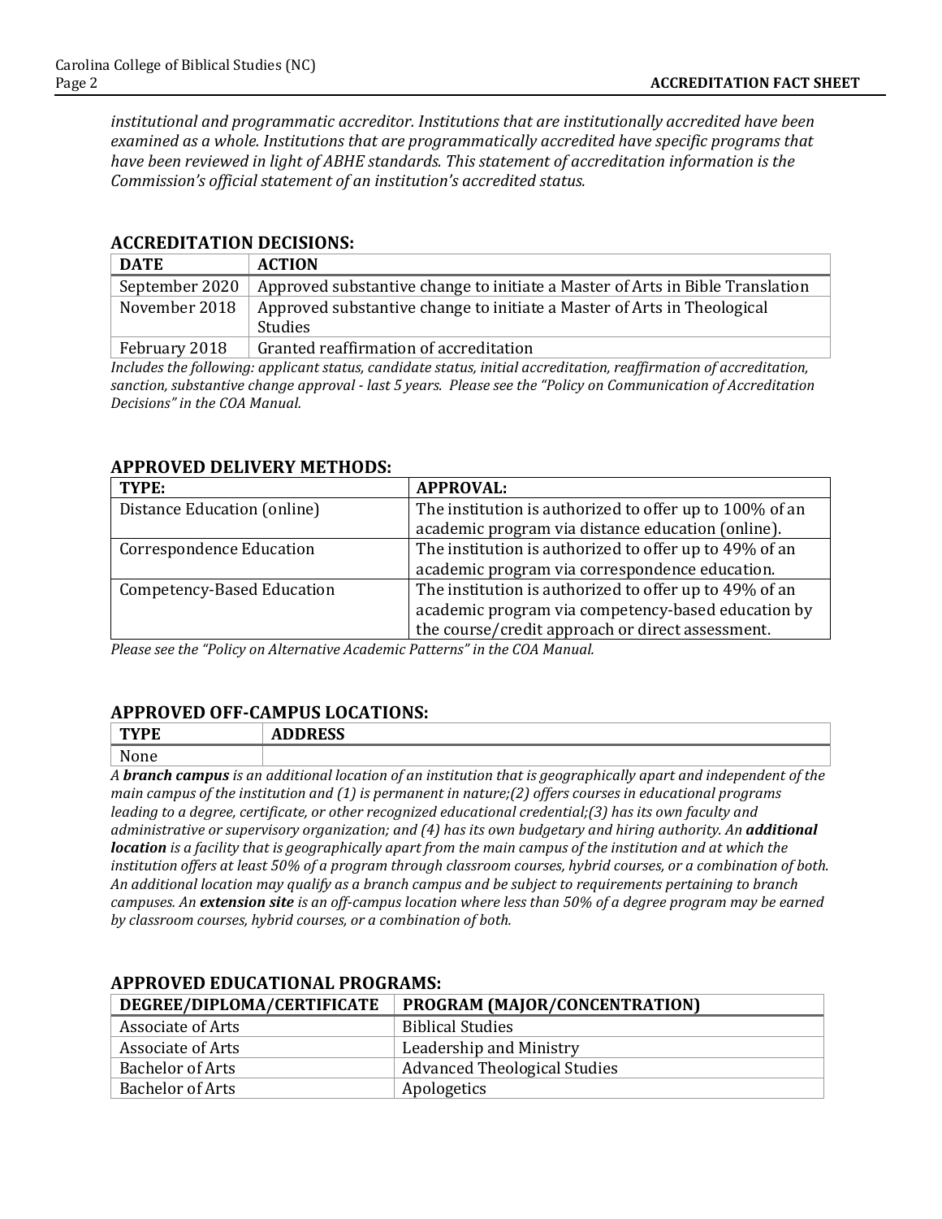*institutional and programmatic accreditor. Institutions that are institutionally accredited have been examined as a whole. Institutions that are programmatically accredited have specific programs that have been reviewed in light of ABHE standards. This statement of accreditation information is the Commission's official statement of an institution's accredited status.*

## ACCREDITATION DECISIONS:

| DATE | ACTION |
|---|---|
| September 2020 | Approved substantive change to initiate a Master of Arts in Bible Translation |
| November 2018 | Approved substantive change to initiate a Master of Arts in Theological Studies |
| February 2018 | Granted reaffirmation of accreditation |

*Includes the following: applicant status, candidate status, initial accreditation, reaffirmation of accreditation, sanction, substantive change approval - last 5 years. Please see the "Policy on Communication of Accreditation Decisions" in the COA Manual.*

## APPROVED DELIVERY METHODS:

| TYPE: | APPROVAL: |
|---|---|
| Distance Education (online) | The institution is authorized to offer up to 100% of an academic program via distance education (online). |
| Correspondence Education | The institution is authorized to offer up to 49% of an academic program via correspondence education. |
| Competency-Based Education | The institution is authorized to offer up to 49% of an academic program via competency-based education by the course/credit approach or direct assessment. |

*Please see the "Policy on Alternative Academic Patterns" in the COA Manual.*

## APPROVED OFF-CAMPUS LOCATIONS:

| TYPE | ADDRESS |
|---|---|
| None | |

*A **branch campus** is an additional location of an institution that is geographically apart and independent of the main campus of the institution and (1) is permanent in nature;(2) offers courses in educational programs leading to a degree, certificate, or other recognized educational credential;(3) has its own faculty and administrative or supervisory organization; and (4) has its own budgetary and hiring authority. An **additional location** is a facility that is geographically apart from the main campus of the institution and at which the institution offers at least 50% of a program through classroom courses, hybrid courses, or a combination of both. An additional location may qualify as a branch campus and be subject to requirements pertaining to branch campuses. An **extension site** is an off-campus location where less than 50% of a degree program may be earned by classroom courses, hybrid courses, or a combination of both.*

## APPROVED EDUCATIONAL PROGRAMS:

| DEGREE/DIPLOMA/CERTIFICATE | PROGRAM (MAJOR/CONCENTRATION) |
|---|---|
| Associate of Arts | Biblical Studies |
| Associate of Arts | Leadership and Ministry |
| Bachelor of Arts | Advanced Theological Studies |
| Bachelor of Arts | Apologetics |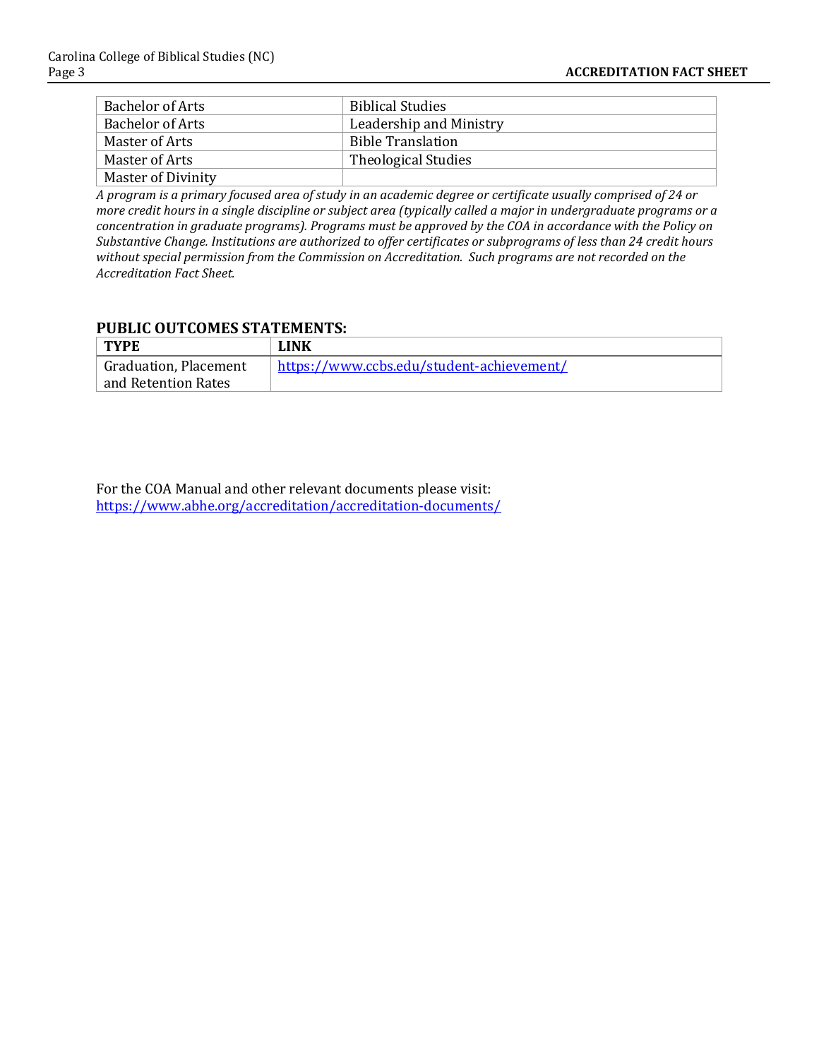| | |
|---|---|
| Bachelor of Arts | Biblical Studies |
| Bachelor of Arts | Leadership and Ministry |
| Master of Arts | Bible Translation |
| Master of Arts | Theological Studies |
| Master of Divinity | |

*A program is a primary focused area of study in an academic degree or certificate usually comprised of 24 or more credit hours in a single discipline or subject area (typically called a major in undergraduate programs or a concentration in graduate programs). Programs must be approved by the COA in accordance with the Policy on Substantive Change. Institutions are authorized to offer certificates or subprograms of less than 24 credit hours without special permission from the Commission on Accreditation. Such programs are not recorded on the Accreditation Fact Sheet.*

## PUBLIC OUTCOMES STATEMENTS:

| TYPE | LINK |
|---|---|
| Graduation, Placement and Retention Rates | https://www.ccbs.edu/student-achievement/ |

For the COA Manual and other relevant documents please visit:
https://www.abhe.org/accreditation/accreditation-documents/